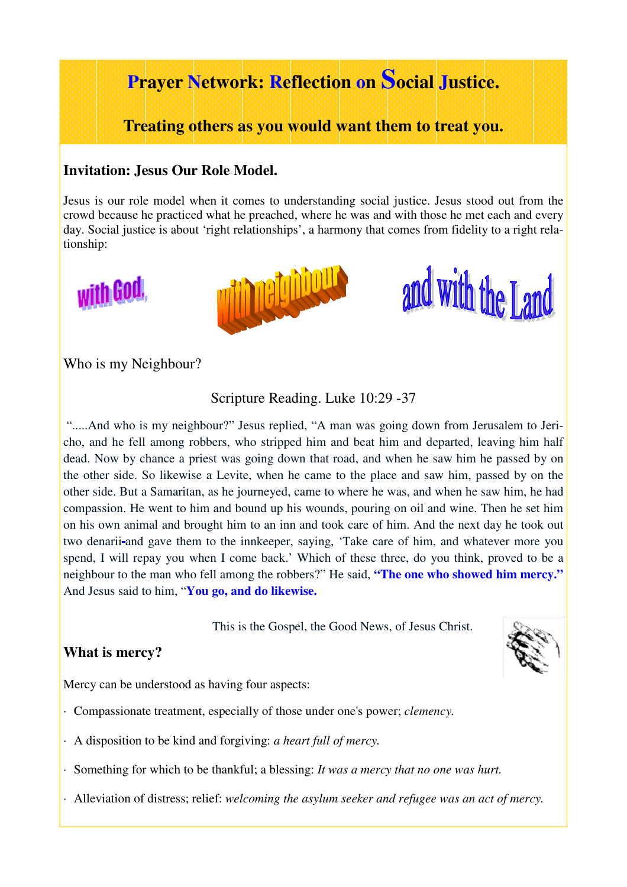# Prayer Network: Reflection on Social Justice.

## Treating others as you would want them to treat you.

### Invitation: Jesus Our Role Model.

Jesus is our role model when it comes to understanding social justice. Jesus stood out from the crowd because he practiced what he preached, where he was and with those he met each and every day. Social justice is about 'right relationships', a harmony that comes from fidelity to a right relationship:

with God, with neighbour and with the Land

Who is my Neighbour?

Scripture Reading. Luke 10:29 -37

".....And who is my neighbour?" Jesus replied, "A man was going down from Jerusalem to Jericho, and he fell among robbers, who stripped him and beat him and departed, leaving him half dead. Now by chance a priest was going down that road, and when he saw him he passed by on the other side. So likewise a Levite, when he came to the place and saw him, passed by on the other side. But a Samaritan, as he journeyed, came to where he was, and when he saw him, he had compassion. He went to him and bound up his wounds, pouring on oil and wine. Then he set him on his own animal and brought him to an inn and took care of him. And the next day he took out two denarii-and gave them to the innkeeper, saying, 'Take care of him, and whatever more you spend, I will repay you when I come back.' Which of these three, do you think, proved to be a neighbour to the man who fell among the robbers?" He said, **"The one who showed him mercy."** And Jesus said to him, "**You go, and do likewise.**

This is the Gospel, the Good News, of Jesus Christ.

### What is mercy?

Mercy can be understood as having four aspects:

- Compassionate treatment, especially of those under one's power; *clemency.*
- A disposition to be kind and forgiving: *a heart full of mercy.*
- Something for which to be thankful; a blessing: *It was a mercy that no one was hurt.*
- Alleviation of distress; relief: *welcoming the asylum seeker and refugee was an act of mercy.*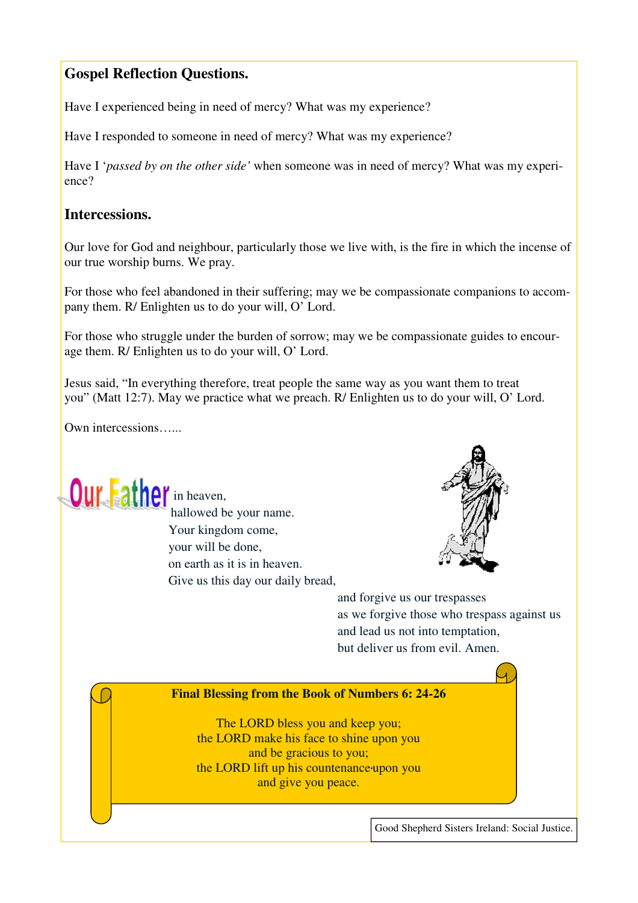## Gospel Reflection Questions.

Have I experienced being in need of mercy? What was my experience?

Have I responded to someone in need of mercy? What was my experience?

Have I '*passed by on the other side'* when someone was in need of mercy? What was my experience?

## Intercessions.

Our love for God and neighbour, particularly those we live with, is the fire in which the incense of our true worship burns. We pray.

For those who feel abandoned in their suffering; may we be compassionate companions to accompany them. R/ Enlighten us to do your will, O' Lord.

For those who struggle under the burden of sorrow; may we be compassionate guides to encourage them. R/ Enlighten us to do your will, O' Lord.

Jesus said, "In everything therefore, treat people the same way as you want them to treat you" (Matt 12:7). May we practice what we preach. R/ Enlighten us to do your will, O' Lord.

Own intercessions…...

Our Father in heaven,
hallowed be your name.
Your kingdom come,
your will be done,
on earth as it is in heaven.
Give us this day our daily bread,
and forgive us our trespasses
as we forgive those who trespass against us
and lead us not into temptation,
but deliver us from evil. Amen.

**Final Blessing from the Book of Numbers 6: 24-26**

The LORD bless you and keep you;
the LORD make his face to shine upon you
and be gracious to you;
the LORD lift up his countenance upon you
and give you peace.

Good Shepherd Sisters Ireland: Social Justice.